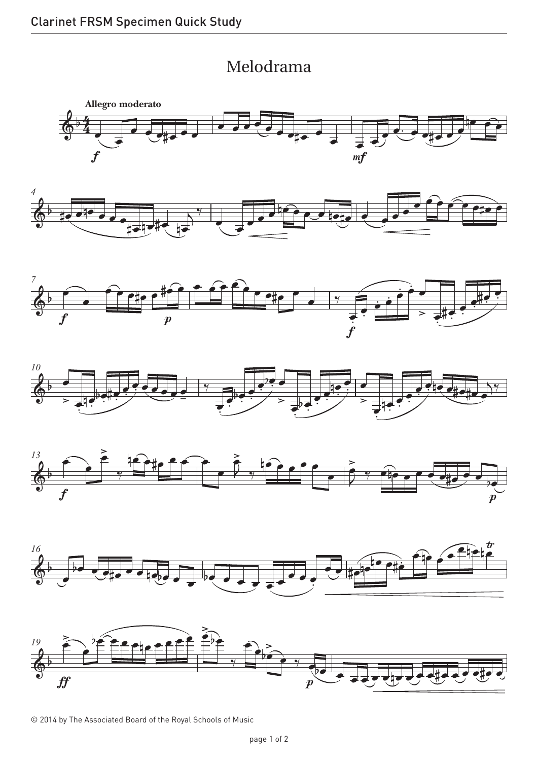# Melodrama

**Allegro moderato**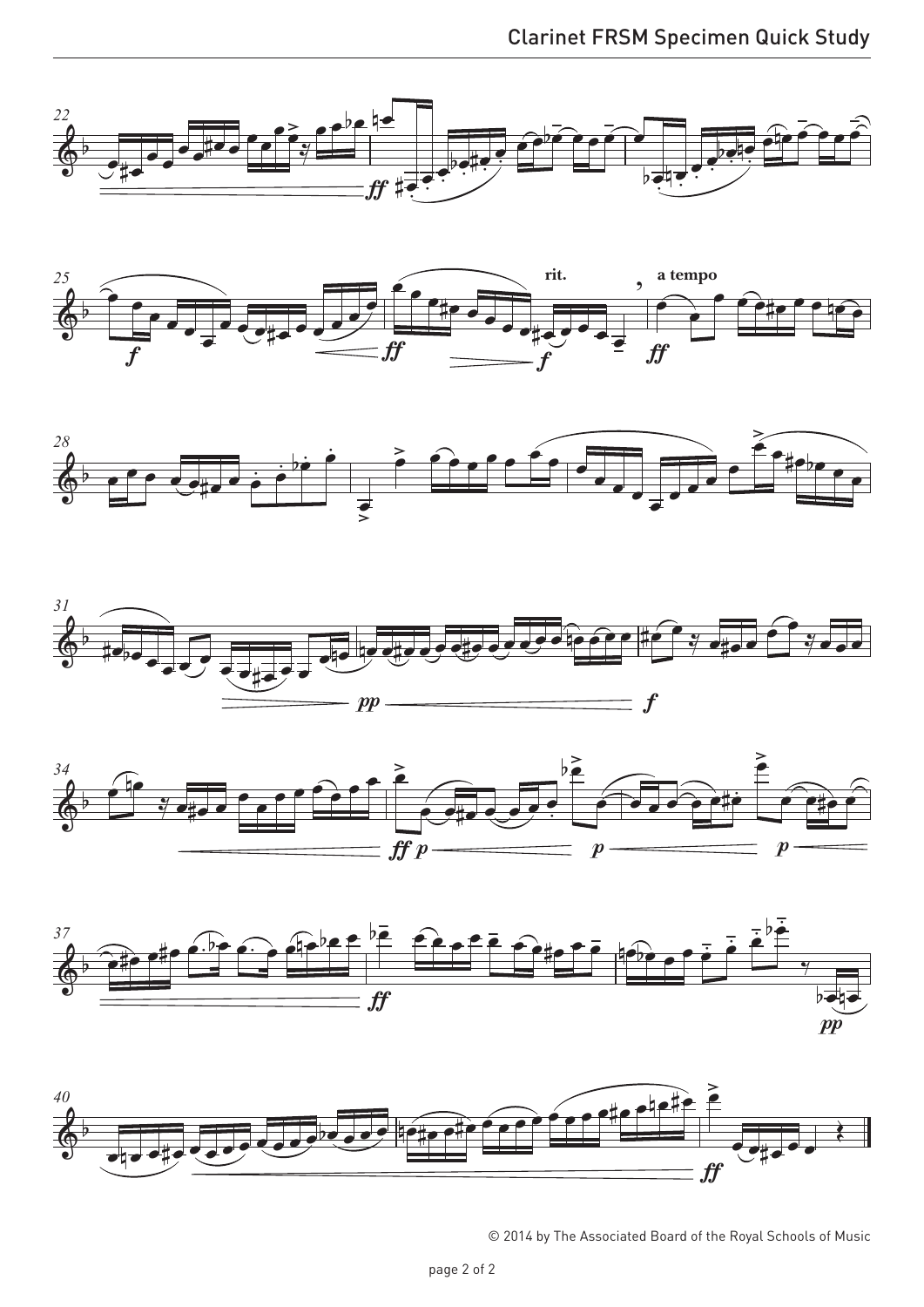© 2014 by The Associated Board of the Royal Schools of Music